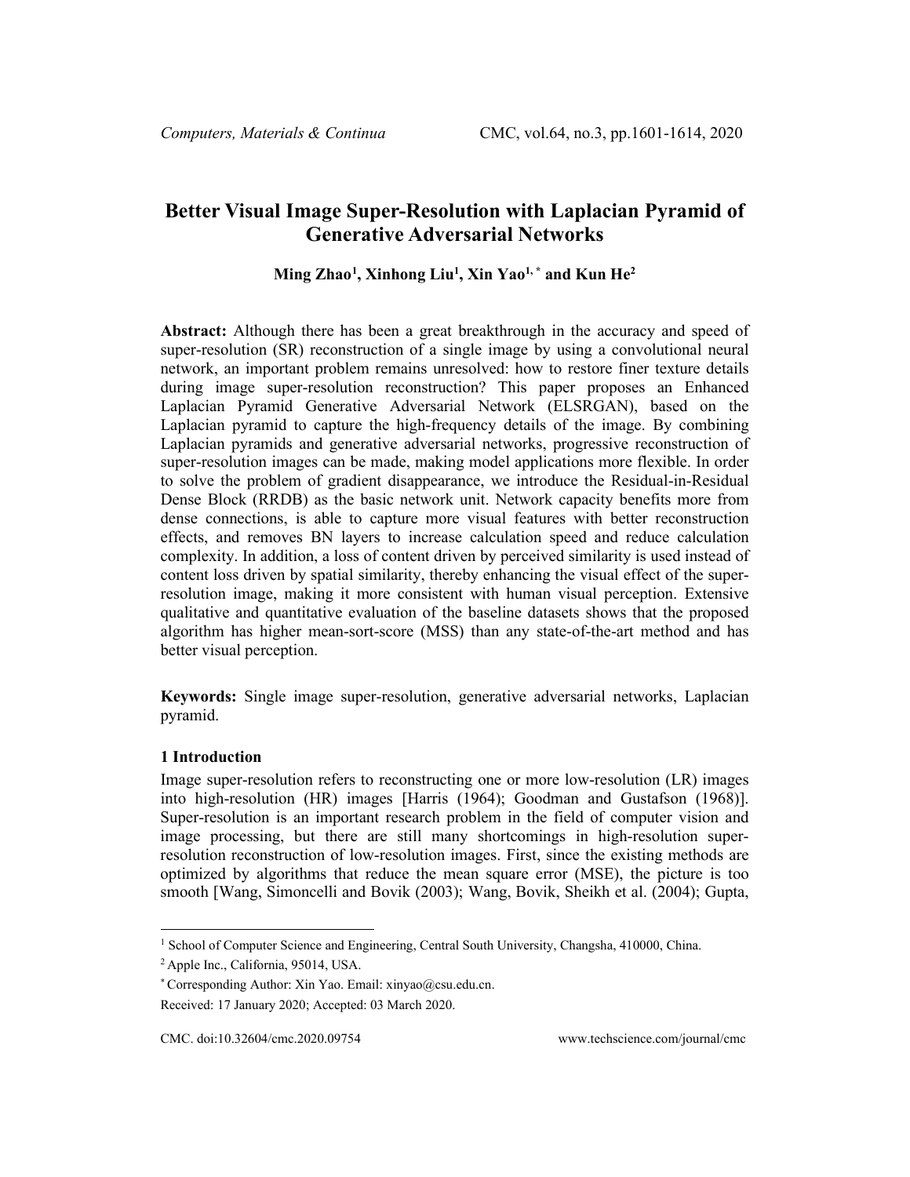# Better Visual Image Super-Resolution with Laplacian Pyramid of Generative Adversarial Networks

**Ming Zhao[1], Xinhong Liu[1], Xin Yao[1,*] and Kun He[2]**

**Abstract:** Although there has been a great breakthrough in the accuracy and speed of super-resolution (SR) reconstruction of a single image by using a convolutional neural network, an important problem remains unresolved: how to restore finer texture details during image super-resolution reconstruction? This paper proposes an Enhanced Laplacian Pyramid Generative Adversarial Network (ELSRGAN), based on the Laplacian pyramid to capture the high-frequency details of the image. By combining Laplacian pyramids and generative adversarial networks, progressive reconstruction of super-resolution images can be made, making model applications more flexible. In order to solve the problem of gradient disappearance, we introduce the Residual-in-Residual Dense Block (RRDB) as the basic network unit. Network capacity benefits more from dense connections, is able to capture more visual features with better reconstruction effects, and removes BN layers to increase calculation speed and reduce calculation complexity. In addition, a loss of content driven by perceived similarity is used instead of content loss driven by spatial similarity, thereby enhancing the visual effect of the super-resolution image, making it more consistent with human visual perception. Extensive qualitative and quantitative evaluation of the baseline datasets shows that the proposed algorithm has higher mean-sort-score (MSS) than any state-of-the-art method and has better visual perception.

**Keywords:** Single image super-resolution, generative adversarial networks, Laplacian pyramid.

## 1 Introduction

Image super-resolution refers to reconstructing one or more low-resolution (LR) images into high-resolution (HR) images [Harris (1964); Goodman and Gustafson (1968)]. Super-resolution is an important research problem in the field of computer vision and image processing, but there are still many shortcomings in high-resolution super-resolution reconstruction of low-resolution images. First, since the existing methods are optimized by algorithms that reduce the mean square error (MSE), the picture is too smooth [Wang, Simoncelli and Bovik (2003); Wang, Bovik, Sheikh et al. (2004); Gupta,

---

[1] School of Computer Science and Engineering, Central South University, Changsha, 410000, China.

[2] Apple Inc., California, 95014, USA.

[*] Corresponding Author: Xin Yao. Email: xinyao@csu.edu.cn.

Received: 17 January 2020; Accepted: 03 March 2020.

CMC. doi:10.32604/cmc.2020.09754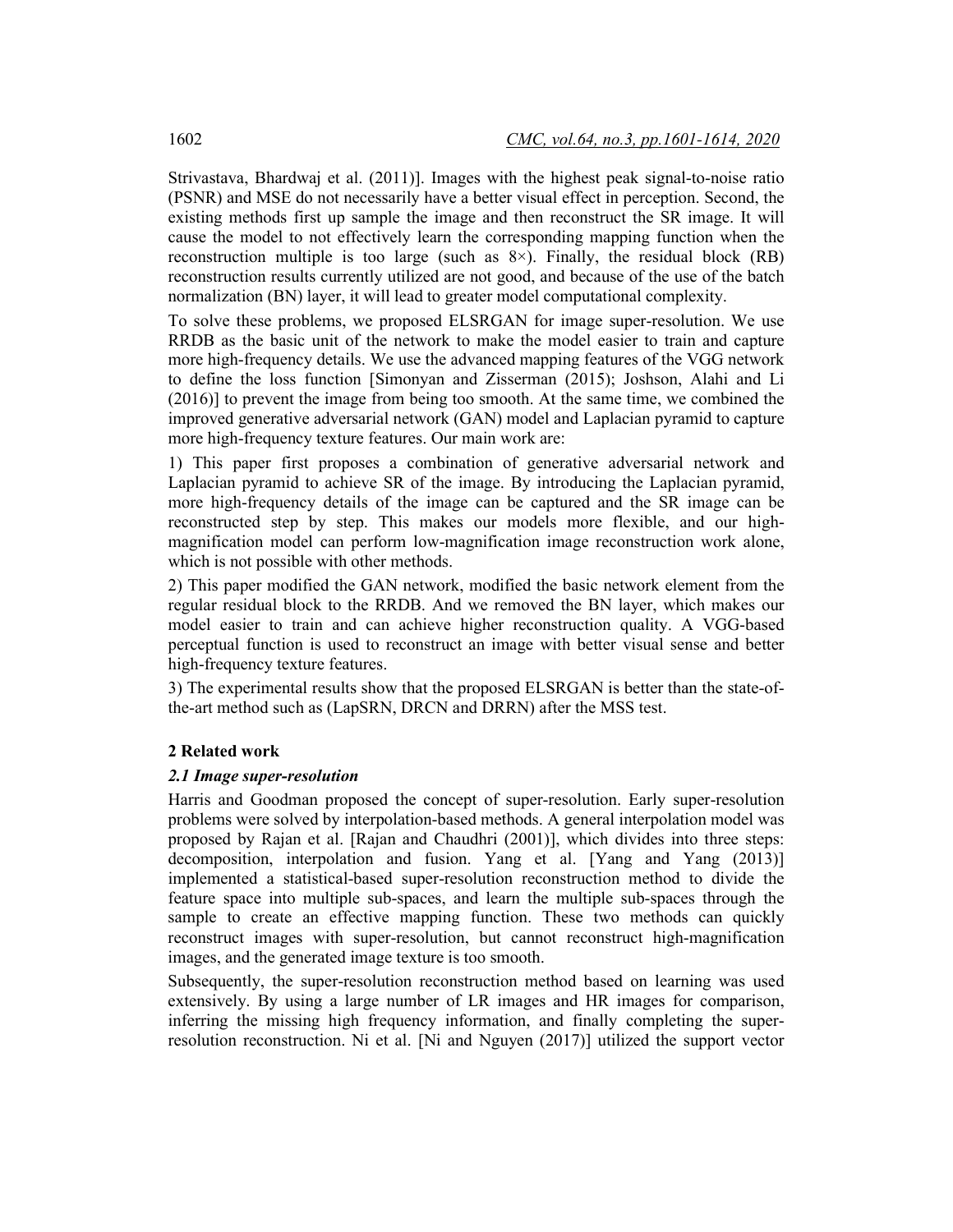Strivastava, Bhardwaj et al. (2011)]. Images with the highest peak signal-to-noise ratio (PSNR) and MSE do not necessarily have a better visual effect in perception. Second, the existing methods first up sample the image and then reconstruct the SR image. It will cause the model to not effectively learn the corresponding mapping function when the reconstruction multiple is too large (such as 8×). Finally, the residual block (RB) reconstruction results currently utilized are not good, and because of the use of the batch normalization (BN) layer, it will lead to greater model computational complexity.

To solve these problems, we proposed ELSRGAN for image super-resolution. We use RRDB as the basic unit of the network to make the model easier to train and capture more high-frequency details. We use the advanced mapping features of the VGG network to define the loss function [Simonyan and Zisserman (2015); Joshson, Alahi and Li (2016)] to prevent the image from being too smooth. At the same time, we combined the improved generative adversarial network (GAN) model and Laplacian pyramid to capture more high-frequency texture features. Our main work are:

1) This paper first proposes a combination of generative adversarial network and Laplacian pyramid to achieve SR of the image. By introducing the Laplacian pyramid, more high-frequency details of the image can be captured and the SR image can be reconstructed step by step. This makes our models more flexible, and our high-magnification model can perform low-magnification image reconstruction work alone, which is not possible with other methods.

2) This paper modified the GAN network, modified the basic network element from the regular residual block to the RRDB. And we removed the BN layer, which makes our model easier to train and can achieve higher reconstruction quality. A VGG-based perceptual function is used to reconstruct an image with better visual sense and better high-frequency texture features.

3) The experimental results show that the proposed ELSRGAN is better than the state-of-the-art method such as (LapSRN, DRCN and DRRN) after the MSS test.

## 2 Related work

### *2.1 Image super-resolution*

Harris and Goodman proposed the concept of super-resolution. Early super-resolution problems were solved by interpolation-based methods. A general interpolation model was proposed by Rajan et al. [Rajan and Chaudhri (2001)], which divides into three steps: decomposition, interpolation and fusion. Yang et al. [Yang and Yang (2013)] implemented a statistical-based super-resolution reconstruction method to divide the feature space into multiple sub-spaces, and learn the multiple sub-spaces through the sample to create an effective mapping function. These two methods can quickly reconstruct images with super-resolution, but cannot reconstruct high-magnification images, and the generated image texture is too smooth.

Subsequently, the super-resolution reconstruction method based on learning was used extensively. By using a large number of LR images and HR images for comparison, inferring the missing high frequency information, and finally completing the super-resolution reconstruction. Ni et al. [Ni and Nguyen (2017)] utilized the support vector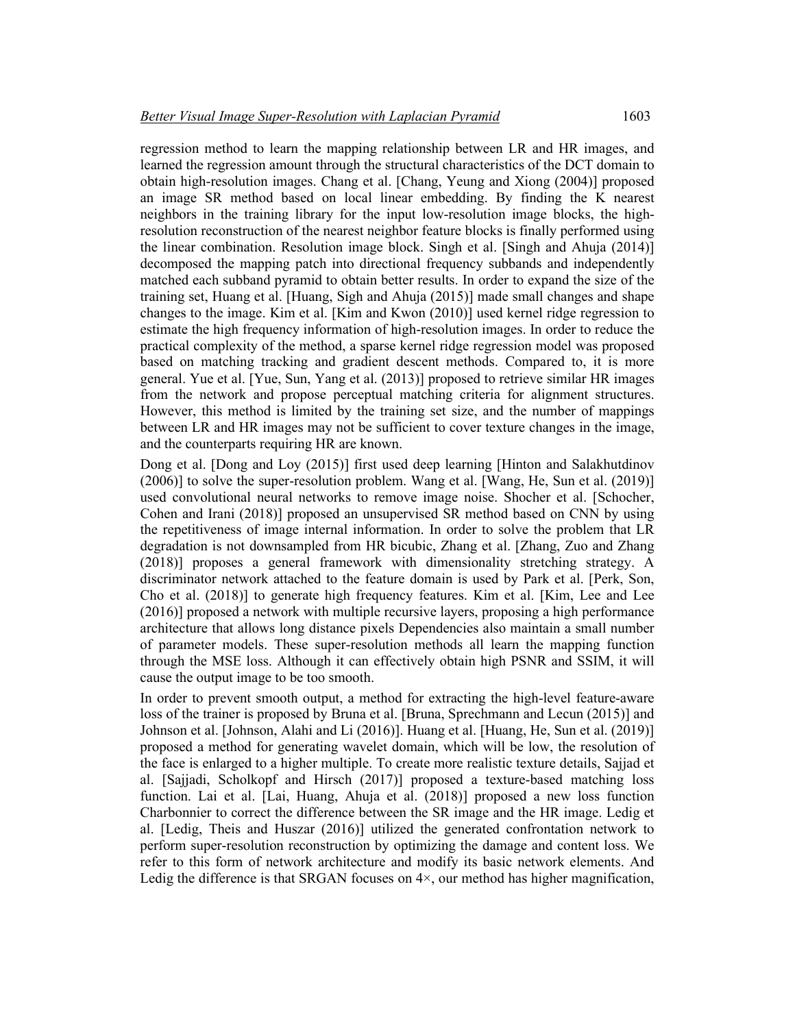regression method to learn the mapping relationship between LR and HR images, and learned the regression amount through the structural characteristics of the DCT domain to obtain high-resolution images. Chang et al. [Chang, Yeung and Xiong (2004)] proposed an image SR method based on local linear embedding. By finding the K nearest neighbors in the training library for the input low-resolution image blocks, the high-resolution reconstruction of the nearest neighbor feature blocks is finally performed using the linear combination. Resolution image block. Singh et al. [Singh and Ahuja (2014)] decomposed the mapping patch into directional frequency subbands and independently matched each subband pyramid to obtain better results. In order to expand the size of the training set, Huang et al. [Huang, Sigh and Ahuja (2015)] made small changes and shape changes to the image. Kim et al. [Kim and Kwon (2010)] used kernel ridge regression to estimate the high frequency information of high-resolution images. In order to reduce the practical complexity of the method, a sparse kernel ridge regression model was proposed based on matching tracking and gradient descent methods. Compared to, it is more general. Yue et al. [Yue, Sun, Yang et al. (2013)] proposed to retrieve similar HR images from the network and propose perceptual matching criteria for alignment structures. However, this method is limited by the training set size, and the number of mappings between LR and HR images may not be sufficient to cover texture changes in the image, and the counterparts requiring HR are known.

Dong et al. [Dong and Loy (2015)] first used deep learning [Hinton and Salakhutdinov (2006)] to solve the super-resolution problem. Wang et al. [Wang, He, Sun et al. (2019)] used convolutional neural networks to remove image noise. Shocher et al. [Schocher, Cohen and Irani (2018)] proposed an unsupervised SR method based on CNN by using the repetitiveness of image internal information. In order to solve the problem that LR degradation is not downsampled from HR bicubic, Zhang et al. [Zhang, Zuo and Zhang (2018)] proposes a general framework with dimensionality stretching strategy. A discriminator network attached to the feature domain is used by Park et al. [Perk, Son, Cho et al. (2018)] to generate high frequency features. Kim et al. [Kim, Lee and Lee (2016)] proposed a network with multiple recursive layers, proposing a high performance architecture that allows long distance pixels Dependencies also maintain a small number of parameter models. These super-resolution methods all learn the mapping function through the MSE loss. Although it can effectively obtain high PSNR and SSIM, it will cause the output image to be too smooth.

In order to prevent smooth output, a method for extracting the high-level feature-aware loss of the trainer is proposed by Bruna et al. [Bruna, Sprechmann and Lecun (2015)] and Johnson et al. [Johnson, Alahi and Li (2016)]. Huang et al. [Huang, He, Sun et al. (2019)] proposed a method for generating wavelet domain, which will be low, the resolution of the face is enlarged to a higher multiple. To create more realistic texture details, Sajjad et al. [Sajjadi, Scholkopf and Hirsch (2017)] proposed a texture-based matching loss function. Lai et al. [Lai, Huang, Ahuja et al. (2018)] proposed a new loss function Charbonnier to correct the difference between the SR image and the HR image. Ledig et al. [Ledig, Theis and Huszar (2016)] utilized the generated confrontation network to perform super-resolution reconstruction by optimizing the damage and content loss. We refer to this form of network architecture and modify its basic network elements. And Ledig the difference is that SRGAN focuses on 4×, our method has higher magnification,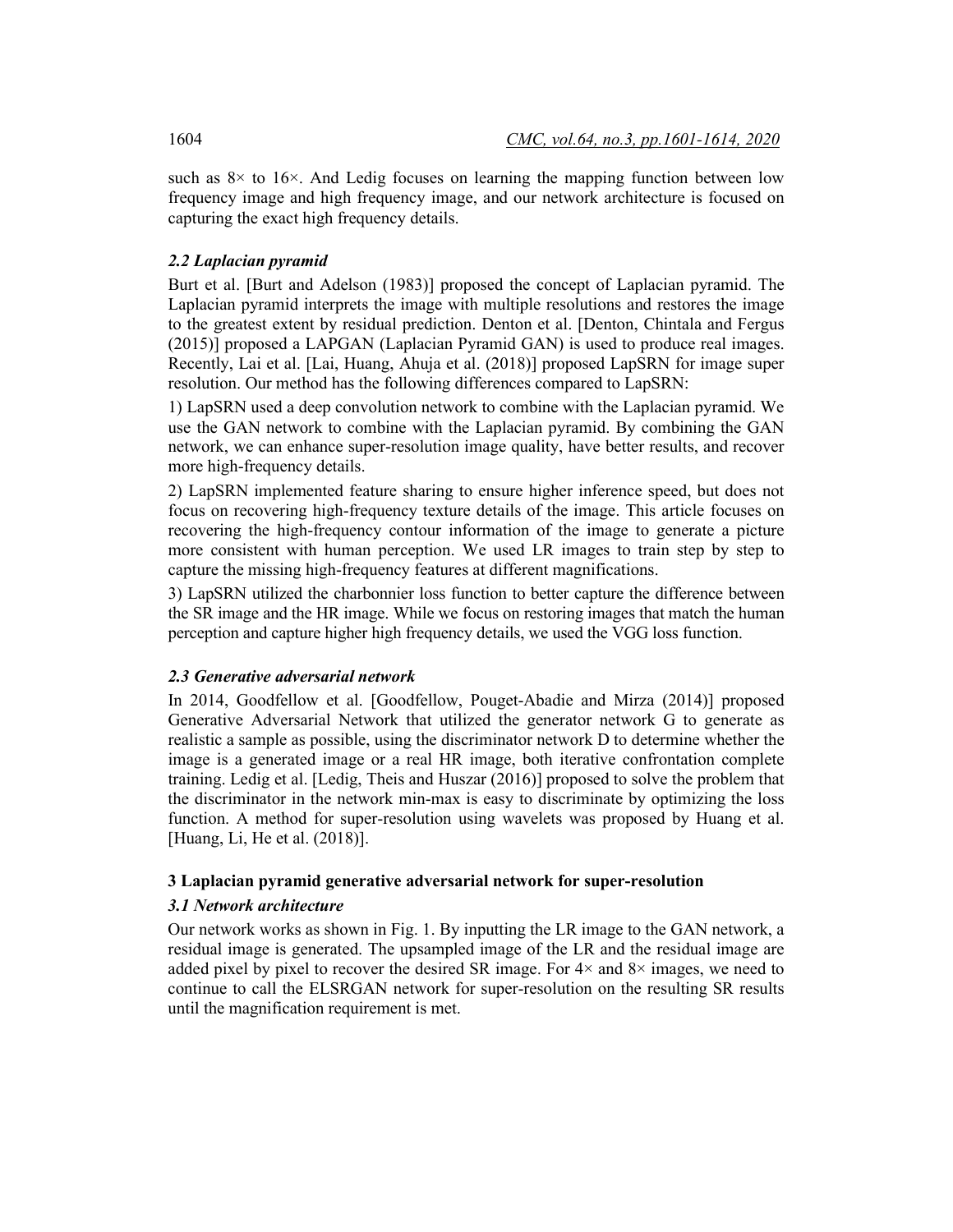such as 8× to 16×. And Ledig focuses on learning the mapping function between low frequency image and high frequency image, and our network architecture is focused on capturing the exact high frequency details.

### *2.2 Laplacian pyramid*

Burt et al. [Burt and Adelson (1983)] proposed the concept of Laplacian pyramid. The Laplacian pyramid interprets the image with multiple resolutions and restores the image to the greatest extent by residual prediction. Denton et al. [Denton, Chintala and Fergus (2015)] proposed a LAPGAN (Laplacian Pyramid GAN) is used to produce real images. Recently, Lai et al. [Lai, Huang, Ahuja et al. (2018)] proposed LapSRN for image super resolution. Our method has the following differences compared to LapSRN:

1) LapSRN used a deep convolution network to combine with the Laplacian pyramid. We use the GAN network to combine with the Laplacian pyramid. By combining the GAN network, we can enhance super-resolution image quality, have better results, and recover more high-frequency details.

2) LapSRN implemented feature sharing to ensure higher inference speed, but does not focus on recovering high-frequency texture details of the image. This article focuses on recovering the high-frequency contour information of the image to generate a picture more consistent with human perception. We used LR images to train step by step to capture the missing high-frequency features at different magnifications.

3) LapSRN utilized the charbonnier loss function to better capture the difference between the SR image and the HR image. While we focus on restoring images that match the human perception and capture higher high frequency details, we used the VGG loss function.

### *2.3 Generative adversarial network*

In 2014, Goodfellow et al. [Goodfellow, Pouget-Abadie and Mirza (2014)] proposed Generative Adversarial Network that utilized the generator network G to generate as realistic a sample as possible, using the discriminator network D to determine whether the image is a generated image or a real HR image, both iterative confrontation complete training. Ledig et al. [Ledig, Theis and Huszar (2016)] proposed to solve the problem that the discriminator in the network min-max is easy to discriminate by optimizing the loss function. A method for super-resolution using wavelets was proposed by Huang et al. [Huang, Li, He et al. (2018)].

## 3 Laplacian pyramid generative adversarial network for super-resolution

### *3.1 Network architecture*

Our network works as shown in Fig. 1. By inputting the LR image to the GAN network, a residual image is generated. The upsampled image of the LR and the residual image are added pixel by pixel to recover the desired SR image. For 4× and 8× images, we need to continue to call the ELSRGAN network for super-resolution on the resulting SR results until the magnification requirement is met.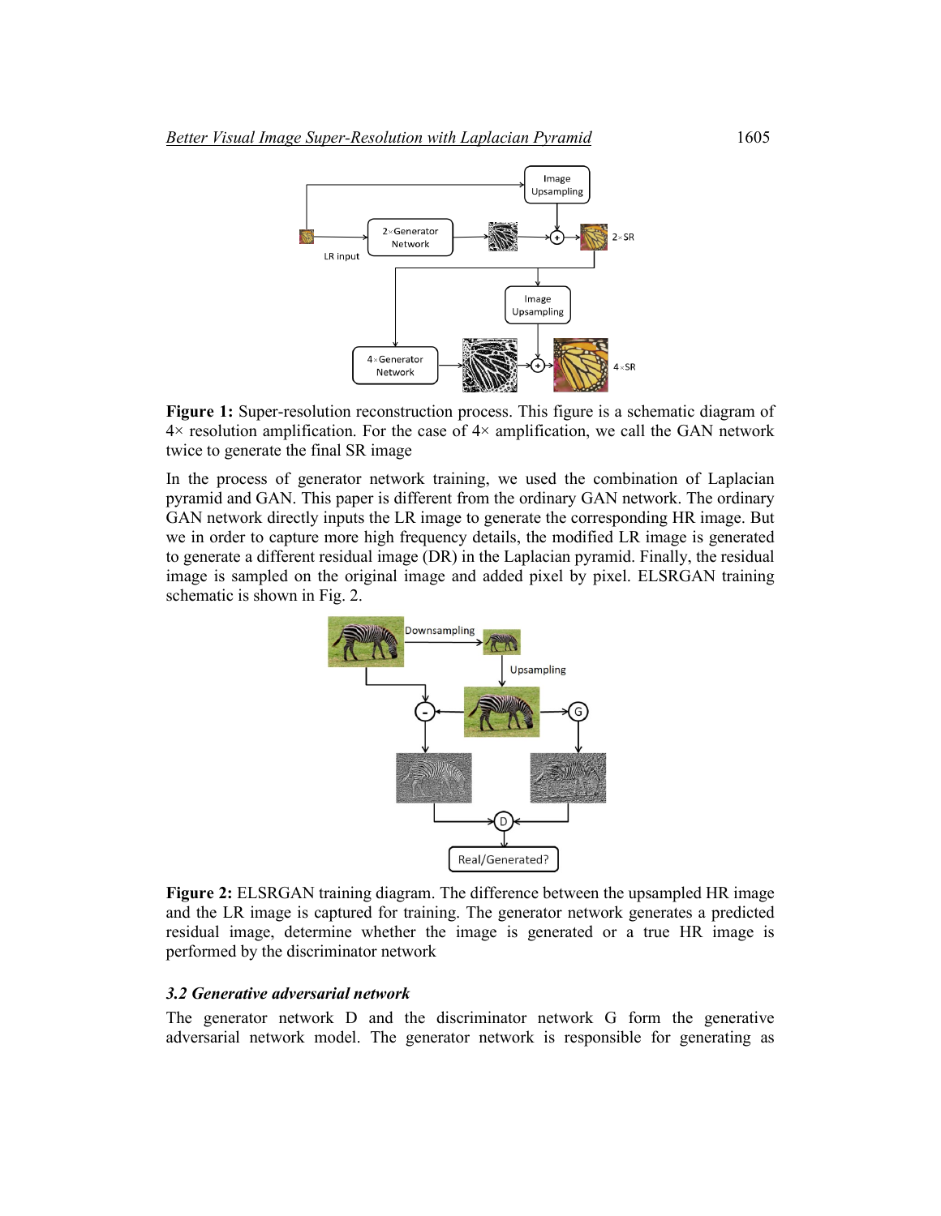**Figure 1:** Super-resolution reconstruction process. This figure is a schematic diagram of 4× resolution amplification. For the case of 4× amplification, we call the GAN network twice to generate the final SR image

In the process of generator network training, we used the combination of Laplacian pyramid and GAN. This paper is different from the ordinary GAN network. The ordinary GAN network directly inputs the LR image to generate the corresponding HR image. But we in order to capture more high frequency details, the modified LR image is generated to generate a different residual image (DR) in the Laplacian pyramid. Finally, the residual image is sampled on the original image and added pixel by pixel. ELSRGAN training schematic is shown in Fig. 2.

**Figure 2:** ELSRGAN training diagram. The difference between the upsampled HR image and the LR image is captured for training. The generator network generates a predicted residual image, determine whether the image is generated or a true HR image is performed by the discriminator network

### *3.2 Generative adversarial network*

The generator network D and the discriminator network G form the generative adversarial network model. The generator network is responsible for generating as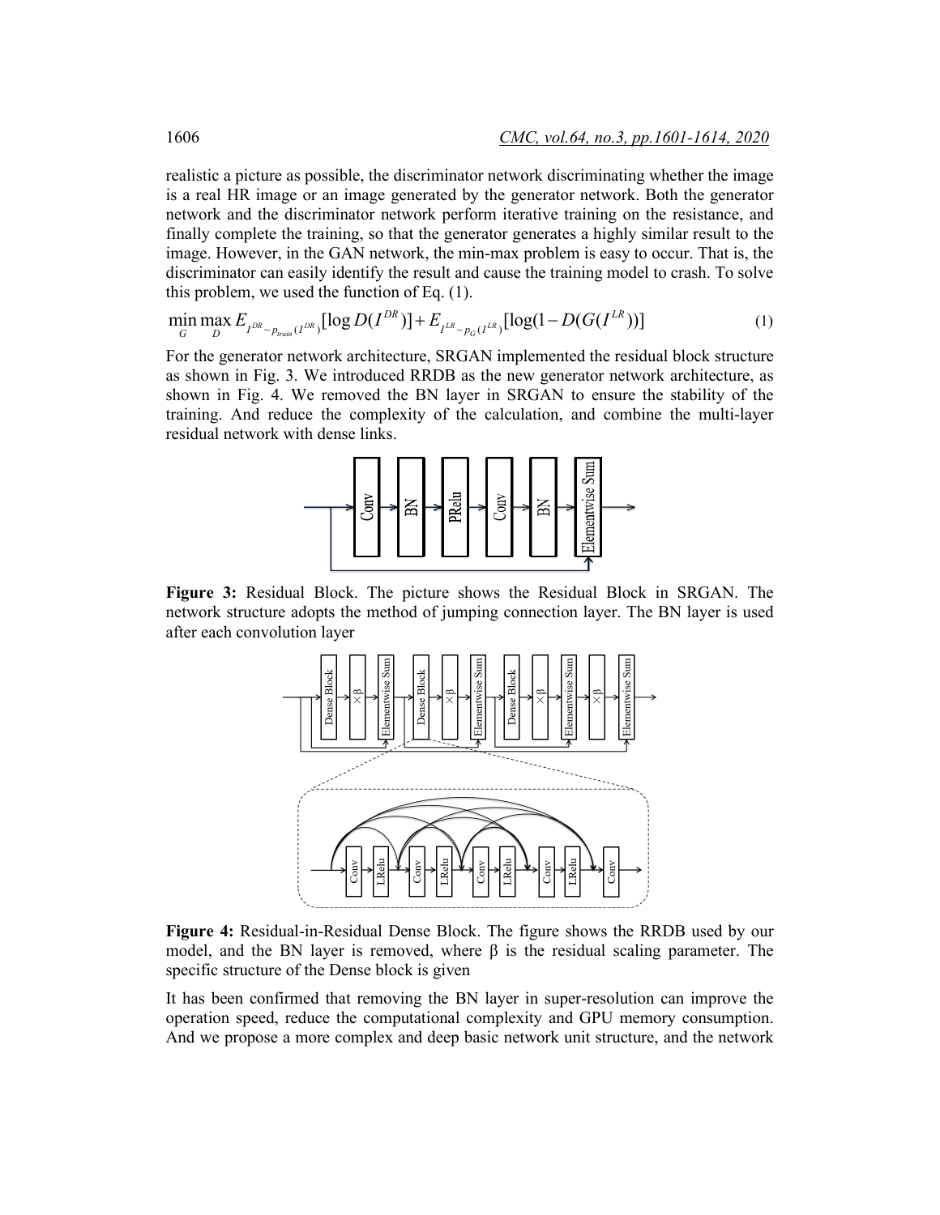realistic a picture as possible, the discriminator network discriminating whether the image is a real HR image or an image generated by the generator network. Both the generator network and the discriminator network perform iterative training on the resistance, and finally complete the training, so that the generator generates a highly similar result to the image. However, in the GAN network, the min-max problem is easy to occur. That is, the discriminator can easily identify the result and cause the training model to crash. To solve this problem, we used the function of Eq. (1).

$$\min_{G}\max_{D} E_{I^{DR}\sim p_{train}(I^{DR})}[\log D(I^{DR})] + E_{I^{LR}\sim p_{G}(I^{LR})}[\log(1-D(G(I^{LR}))] \tag{1}$$

For the generator network architecture, SRGAN implemented the residual block structure as shown in Fig. 3. We introduced RRDB as the new generator network architecture, as shown in Fig. 4. We removed the BN layer in SRGAN to ensure the stability of the training. And reduce the complexity of the calculation, and combine the multi-layer residual network with dense links.

**Figure 3:** Residual Block. The picture shows the Residual Block in SRGAN. The network structure adopts the method of jumping connection layer. The BN layer is used after each convolution layer

**Figure 4:** Residual-in-Residual Dense Block. The figure shows the RRDB used by our model, and the BN layer is removed, where β is the residual scaling parameter. The specific structure of the Dense block is given

It has been confirmed that removing the BN layer in super-resolution can improve the operation speed, reduce the computational complexity and GPU memory consumption. And we propose a more complex and deep basic network unit structure, and the network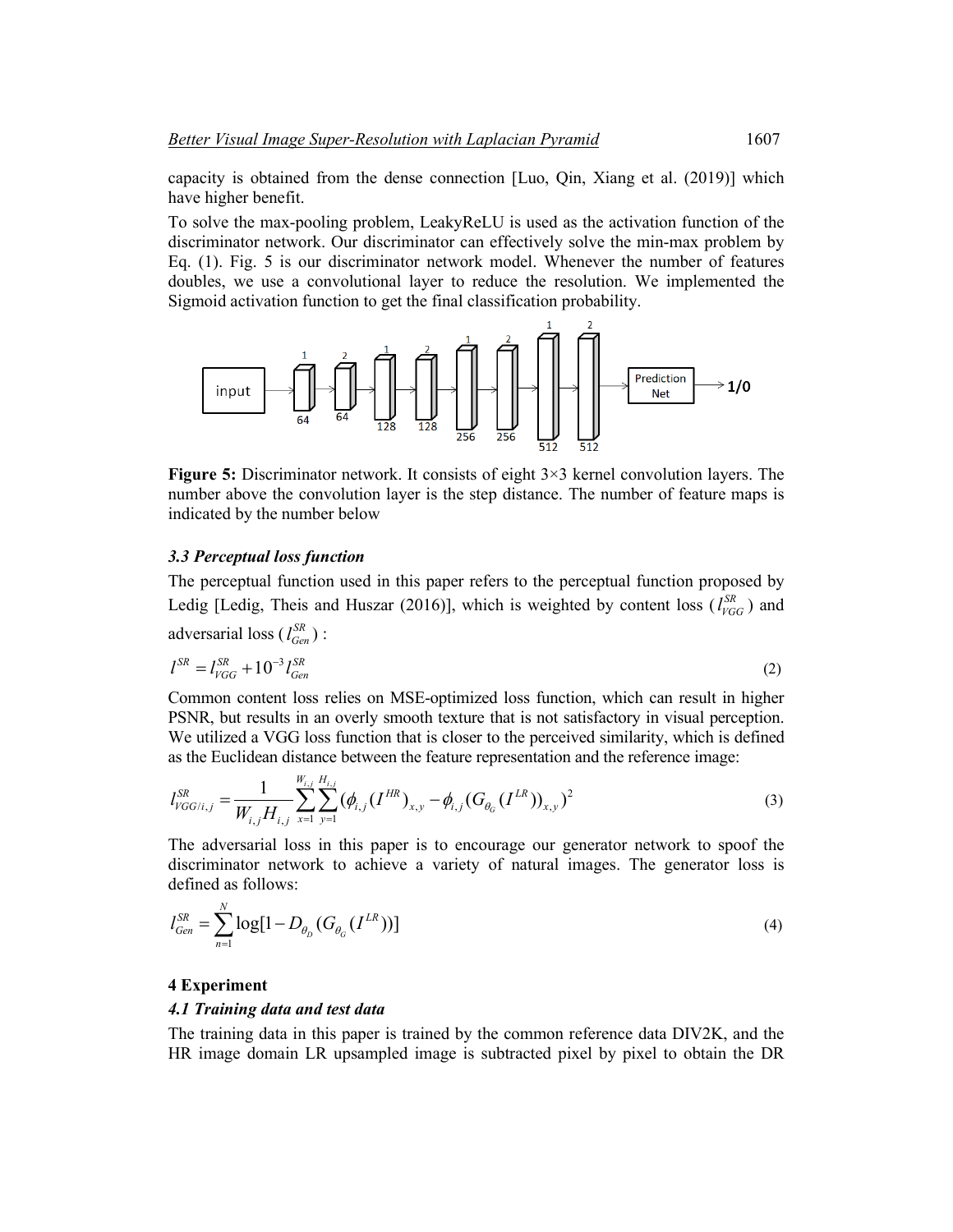capacity is obtained from the dense connection [Luo, Qin, Xiang et al. (2019)] which have higher benefit.

To solve the max-pooling problem, LeakyReLU is used as the activation function of the discriminator network. Our discriminator can effectively solve the min-max problem by Eq. (1). Fig. 5 is our discriminator network model. Whenever the number of features doubles, we use a convolutional layer to reduce the resolution. We implemented the Sigmoid activation function to get the final classification probability.

**Figure 5:** Discriminator network. It consists of eight 3×3 kernel convolution layers. The number above the convolution layer is the step distance. The number of feature maps is indicated by the number below

### *3.3 Perceptual loss function*

The perceptual function used in this paper refers to the perceptual function proposed by Ledig [Ledig, Theis and Huszar (2016)], which is weighted by content loss ($l_{VGG}^{SR}$) and adversarial loss ($l_{Gen}^{SR}$) :

$$l^{SR} = l_{VGG}^{SR} + 10^{-3} l_{Gen}^{SR} \tag{2}$$

Common content loss relies on MSE-optimized loss function, which can result in higher PSNR, but results in an overly smooth texture that is not satisfactory in visual perception. We utilized a VGG loss function that is closer to the perceived similarity, which is defined as the Euclidean distance between the feature representation and the reference image:

$$l_{VGG/i,j}^{SR} = \frac{1}{W_{i,j} H_{i,j}} \sum_{x=1}^{W_{i,j}} \sum_{y=1}^{H_{i,j}} (\phi_{i,j}(I^{HR})_{x,y} - \phi_{i,j}(G_{\theta_G}(I^{LR}))_{x,y})^2 \tag{3}$$

The adversarial loss in this paper is to encourage our generator network to spoof the discriminator network to achieve a variety of natural images. The generator loss is defined as follows:

$$l_{Gen}^{SR} = \sum_{n=1}^{N} \log[1 - D_{\theta_D}(G_{\theta_G}(I^{LR}))] \tag{4}$$

## 4 Experiment

### *4.1 Training data and test data*

The training data in this paper is trained by the common reference data DIV2K, and the HR image domain LR upsampled image is subtracted pixel by pixel to obtain the DR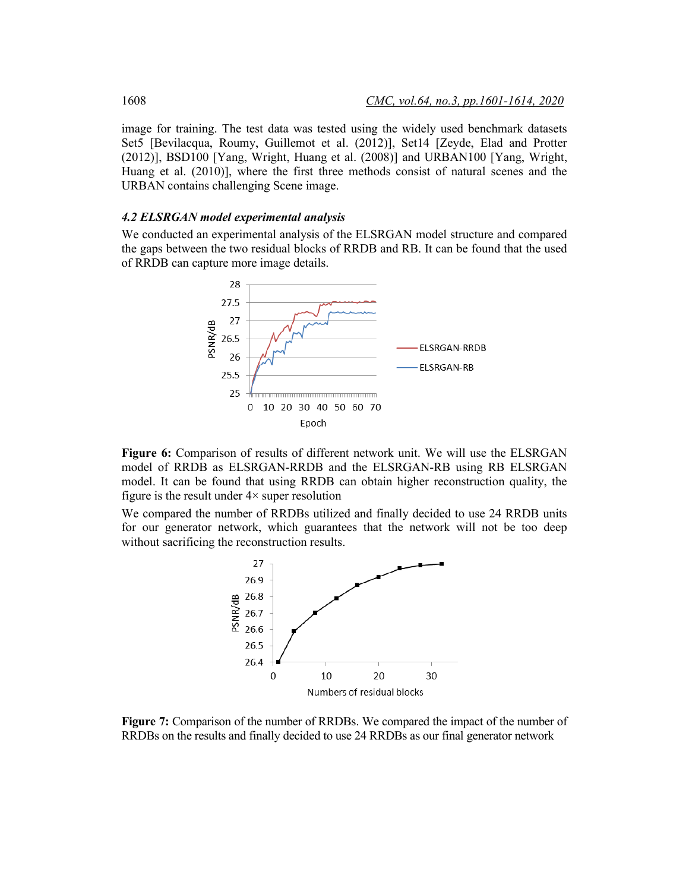image for training. The test data was tested using the widely used benchmark datasets Set5 [Bevilacqua, Roumy, Guillemot et al. (2012)], Set14 [Zeyde, Elad and Protter (2012)], BSD100 [Yang, Wright, Huang et al. (2008)] and URBAN100 [Yang, Wright, Huang et al. (2010)], where the first three methods consist of natural scenes and the URBAN contains challenging Scene image.

### *4.2 ELSRGAN model experimental analysis*

We conducted an experimental analysis of the ELSRGAN model structure and compared the gaps between the two residual blocks of RRDB and RB. It can be found that the used of RRDB can capture more image details.

**Figure 6:** Comparison of results of different network unit. We will use the ELSRGAN model of RRDB as ELSRGAN-RRDB and the ELSRGAN-RB using RB ELSRGAN model. It can be found that using RRDB can obtain higher reconstruction quality, the figure is the result under 4× super resolution

We compared the number of RRDBs utilized and finally decided to use 24 RRDB units for our generator network, which guarantees that the network will not be too deep without sacrificing the reconstruction results.

**Figure 7:** Comparison of the number of RRDBs. We compared the impact of the number of RRDBs on the results and finally decided to use 24 RRDBs as our final generator network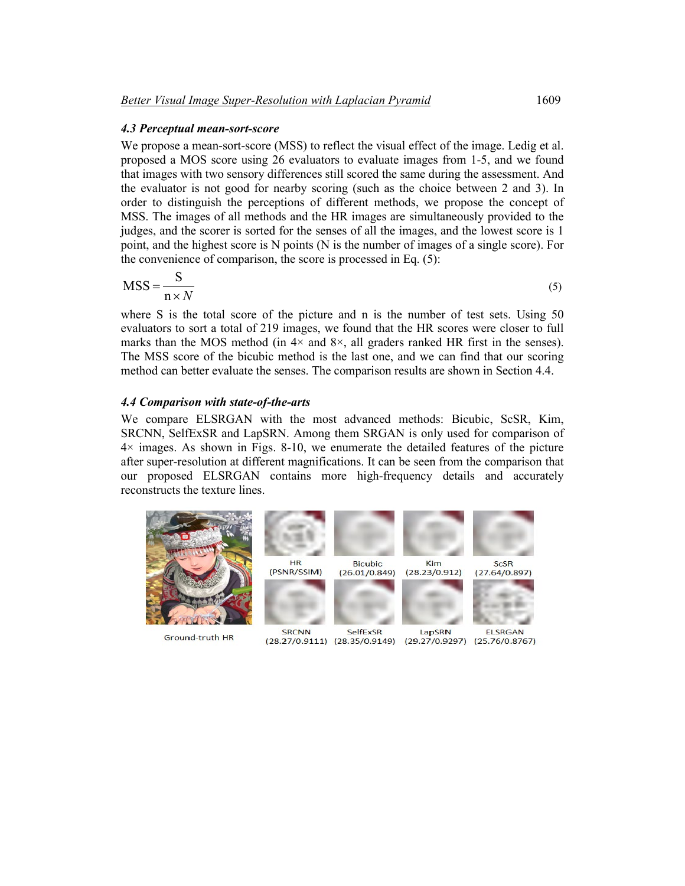### 4.3 Perceptual mean-sort-score

We propose a mean-sort-score (MSS) to reflect the visual effect of the image. Ledig et al. proposed a MOS score using 26 evaluators to evaluate images from 1-5, and we found that images with two sensory differences still scored the same during the assessment. And the evaluator is not good for nearby scoring (such as the choice between 2 and 3). In order to distinguish the perceptions of different methods, we propose the concept of MSS. The images of all methods and the HR images are simultaneously provided to the judges, and the scorer is sorted for the senses of all the images, and the lowest score is 1 point, and the highest score is N points (N is the number of images of a single score). For the convenience of comparison, the score is processed in Eq. (5):

$$\text{MSS} = \frac{\text{S}}{\text{n} \times N} \tag{5}$$

where S is the total score of the picture and n is the number of test sets. Using 50 evaluators to sort a total of 219 images, we found that the HR scores were closer to full marks than the MOS method (in 4× and 8×, all graders ranked HR first in the senses). The MSS score of the bicubic method is the last one, and we can find that our scoring method can better evaluate the senses. The comparison results are shown in Section 4.4.

### 4.4 Comparison with state-of-the-arts

We compare ELSRGAN with the most advanced methods: Bicubic, ScSR, Kim, SRCNN, SelfExSR and LapSRN. Among them SRGAN is only used for comparison of 4× images. As shown in Figs. 8-10, we enumerate the detailed features of the picture after super-resolution at different magnifications. It can be seen from the comparison that our proposed ELSRGAN contains more high-frequency details and accurately reconstructs the texture lines.

Ground-truth HR | HR (PSNR/SSIM) | Bicubic (26.01/0.849) | Kim (28.23/0.912) | ScSR (27.64/0.897) | SRCNN (28.27/0.9111) | SelfExSR (28.35/0.9149) | LapSRN (29.27/0.9297) | ELSRGAN (25.76/0.8767)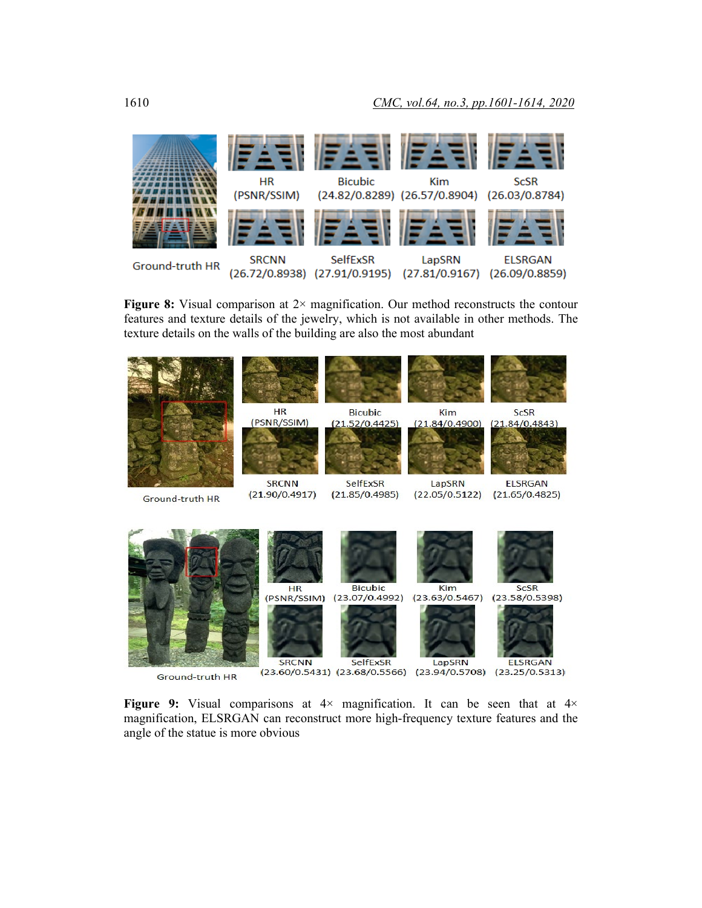**Figure 8:** Visual comparison at 2× magnification. Our method reconstructs the contour features and texture details of the jewelry, which is not available in other methods. The texture details on the walls of the building are also the most abundant

**Figure 9:** Visual comparisons at 4× magnification. It can be seen that at 4× magnification, ELSRGAN can reconstruct more high-frequency texture features and the angle of the statue is more obvious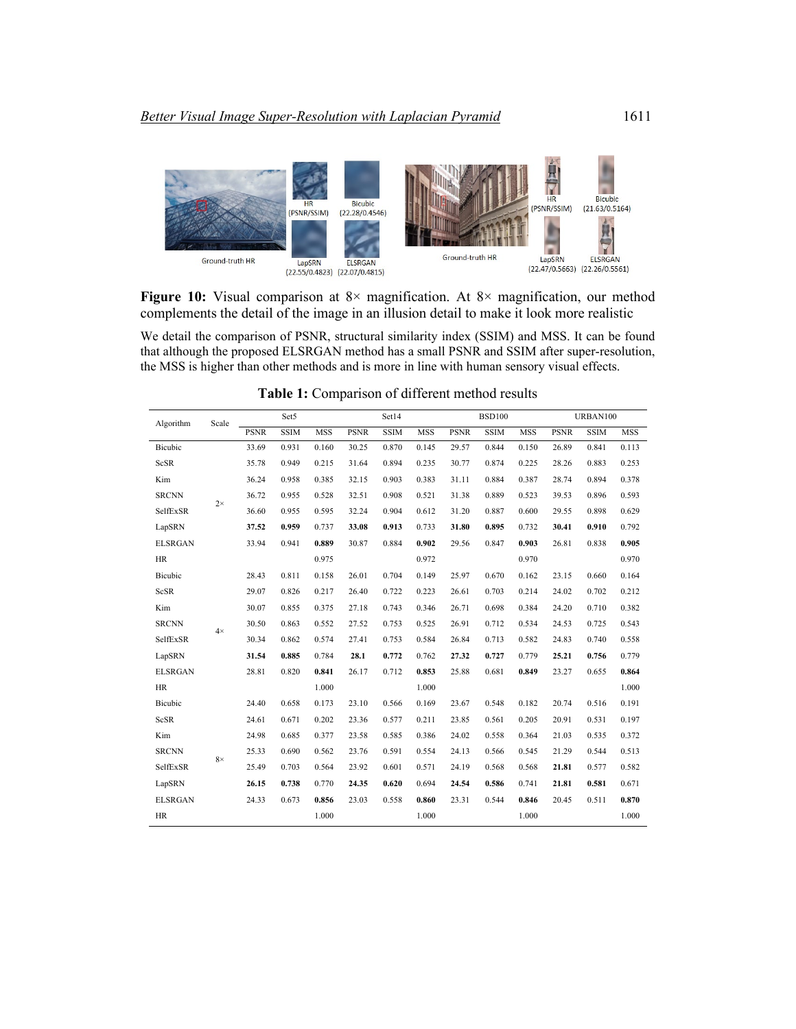**Figure 10:** Visual comparison at 8× magnification. At 8× magnification, our method complements the detail of the image in an illusion detail to make it look more realistic

We detail the comparison of PSNR, structural similarity index (SSIM) and MSS. It can be found that although the proposed ELSRGAN method has a small PSNR and SSIM after super-resolution, the MSS is higher than other methods and is more in line with human sensory visual effects.

**Table 1:** Comparison of different method results

| Algorithm | Scale | Set5 | | | Set14 | | | BSD100 | | | URBAN100 | | |
|---|---|---|---|---|---|---|---|---|---|---|---|---|---|
| | | PSNR | SSIM | MSS | PSNR | SSIM | MSS | PSNR | SSIM | MSS | PSNR | SSIM | MSS |
| Bicubic | 2× | 33.69 | 0.931 | 0.160 | 30.25 | 0.870 | 0.145 | 29.57 | 0.844 | 0.150 | 26.89 | 0.841 | 0.113 |
| ScSR | | 35.78 | 0.949 | 0.215 | 31.64 | 0.894 | 0.235 | 30.77 | 0.874 | 0.225 | 28.26 | 0.883 | 0.253 |
| Kim | | 36.24 | 0.958 | 0.385 | 32.15 | 0.903 | 0.383 | 31.11 | 0.884 | 0.387 | 28.74 | 0.894 | 0.378 |
| SRCNN | | 36.72 | 0.955 | 0.528 | 32.51 | 0.908 | 0.521 | 31.38 | 0.889 | 0.523 | 39.53 | 0.896 | 0.593 |
| SelfExSR | | 36.60 | 0.955 | 0.595 | 32.24 | 0.904 | 0.612 | 31.20 | 0.887 | 0.600 | 29.55 | 0.898 | 0.629 |
| LapSRN | | **37.52** | **0.959** | 0.737 | **33.08** | **0.913** | 0.733 | **31.80** | **0.895** | 0.732 | **30.41** | **0.910** | 0.792 |
| ELSRGAN | | 33.94 | 0.941 | **0.889** | 30.87 | 0.884 | **0.902** | 29.56 | 0.847 | **0.903** | 26.81 | 0.838 | **0.905** |
| HR | | | | 0.975 | | | 0.972 | | | 0.970 | | | 0.970 |
| Bicubic | 4× | 28.43 | 0.811 | 0.158 | 26.01 | 0.704 | 0.149 | 25.97 | 0.670 | 0.162 | 23.15 | 0.660 | 0.164 |
| ScSR | | 29.07 | 0.826 | 0.217 | 26.40 | 0.722 | 0.223 | 26.61 | 0.703 | 0.214 | 24.02 | 0.702 | 0.212 |
| Kim | | 30.07 | 0.855 | 0.375 | 27.18 | 0.743 | 0.346 | 26.71 | 0.698 | 0.384 | 24.20 | 0.710 | 0.382 |
| SRCNN | | 30.50 | 0.863 | 0.552 | 27.52 | 0.753 | 0.525 | 26.91 | 0.712 | 0.534 | 24.53 | 0.725 | 0.543 |
| SelfExSR | | 30.34 | 0.862 | 0.574 | 27.41 | 0.753 | 0.584 | 26.84 | 0.713 | 0.582 | 24.83 | 0.740 | 0.558 |
| LapSRN | | **31.54** | **0.885** | 0.784 | **28.1** | **0.772** | 0.762 | **27.32** | **0.727** | 0.779 | **25.21** | **0.756** | 0.779 |
| ELSRGAN | | 28.81 | 0.820 | **0.841** | 26.17 | 0.712 | **0.853** | 25.88 | 0.681 | **0.849** | 23.27 | 0.655 | **0.864** |
| HR | | | | 1.000 | | | 1.000 | | | | | | 1.000 |
| Bicubic | 8× | 24.40 | 0.658 | 0.173 | 23.10 | 0.566 | 0.169 | 23.67 | 0.548 | 0.182 | 20.74 | 0.516 | 0.191 |
| ScSR | | 24.61 | 0.671 | 0.202 | 23.36 | 0.577 | 0.211 | 23.85 | 0.561 | 0.205 | 20.91 | 0.531 | 0.197 |
| Kim | | 24.98 | 0.685 | 0.377 | 23.58 | 0.585 | 0.386 | 24.02 | 0.558 | 0.364 | 21.03 | 0.535 | 0.372 |
| SRCNN | | 25.33 | 0.690 | 0.562 | 23.76 | 0.591 | 0.554 | 24.13 | 0.566 | 0.545 | 21.29 | 0.544 | 0.513 |
| SelfExSR | | 25.49 | 0.703 | 0.564 | 23.92 | 0.601 | 0.571 | 24.19 | 0.568 | 0.568 | **21.81** | 0.577 | 0.582 |
| LapSRN | | **26.15** | **0.738** | 0.770 | **24.35** | **0.620** | 0.694 | **24.54** | **0.586** | 0.741 | **21.81** | **0.581** | 0.671 |
| ELSRGAN | | 24.33 | 0.673 | **0.856** | 23.03 | 0.558 | **0.860** | 23.31 | 0.544 | **0.846** | 20.45 | 0.511 | **0.870** |
| HR | | | | 1.000 | | | 1.000 | | | 1.000 | | | 1.000 |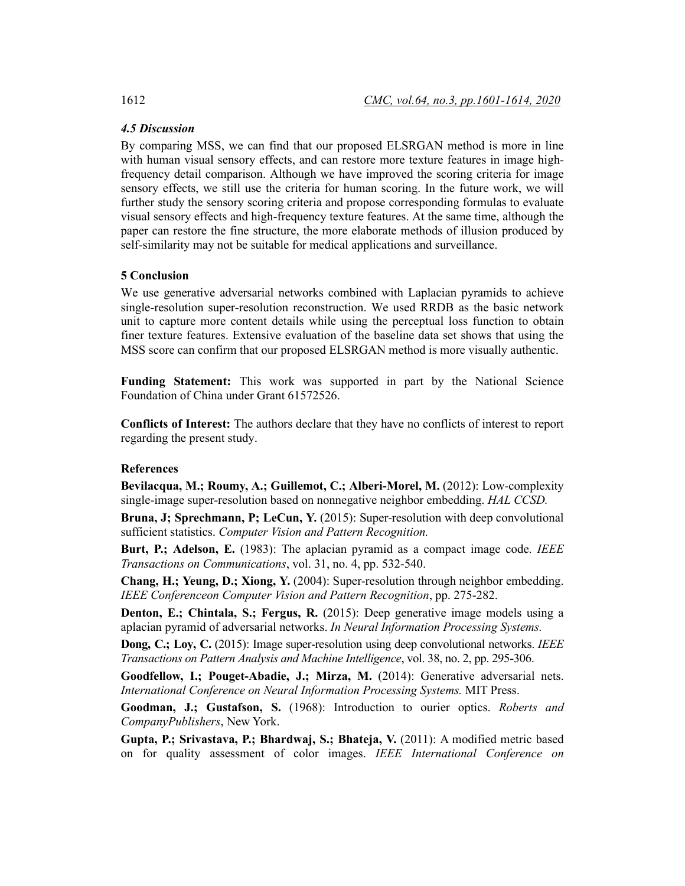### *4.5 Discussion*

By comparing MSS, we can find that our proposed ELSRGAN method is more in line with human visual sensory effects, and can restore more texture features in image high-frequency detail comparison. Although we have improved the scoring criteria for image sensory effects, we still use the criteria for human scoring. In the future work, we will further study the sensory scoring criteria and propose corresponding formulas to evaluate visual sensory effects and high-frequency texture features. At the same time, although the paper can restore the fine structure, the more elaborate methods of illusion produced by self-similarity may not be suitable for medical applications and surveillance.

## 5 Conclusion

We use generative adversarial networks combined with Laplacian pyramids to achieve single-resolution super-resolution reconstruction. We used RRDB as the basic network unit to capture more content details while using the perceptual loss function to obtain finer texture features. Extensive evaluation of the baseline data set shows that using the MSS score can confirm that our proposed ELSRGAN method is more visually authentic.

**Funding Statement:** This work was supported in part by the National Science Foundation of China under Grant 61572526.

**Conflicts of Interest:** The authors declare that they have no conflicts of interest to report regarding the present study.

## References

**Bevilacqua, M.; Roumy, A.; Guillemot, C.; Alberi-Morel, M.** (2012): Low-complexity single-image super-resolution based on nonnegative neighbor embedding. *HAL CCSD.*

**Bruna, J; Sprechmann, P; LeCun, Y.** (2015): Super-resolution with deep convolutional sufficient statistics. *Computer Vision and Pattern Recognition.*

**Burt, P.; Adelson, E.** (1983): The aplacian pyramid as a compact image code. *IEEE Transactions on Communications*, vol. 31, no. 4, pp. 532-540.

**Chang, H.; Yeung, D.; Xiong, Y.** (2004): Super-resolution through neighbor embedding. *IEEE Conferenceon Computer Vision and Pattern Recognition*, pp. 275-282.

**Denton, E.; Chintala, S.; Fergus, R.** (2015): Deep generative image models using a aplacian pyramid of adversarial networks. *In Neural Information Processing Systems.*

**Dong, C.; Loy, C.** (2015): Image super-resolution using deep convolutional networks. *IEEE Transactions on Pattern Analysis and Machine Intelligence*, vol. 38, no. 2, pp. 295-306.

**Goodfellow, I.; Pouget-Abadie, J.; Mirza, M.** (2014): Generative adversarial nets. *International Conference on Neural Information Processing Systems.* MIT Press.

**Goodman, J.; Gustafson, S.** (1968): Introduction to ourier optics. *Roberts and CompanyPublishers*, New York.

**Gupta, P.; Srivastava, P.; Bhardwaj, S.; Bhateja, V.** (2011): A modified metric based on for quality assessment of color images. *IEEE International Conference on*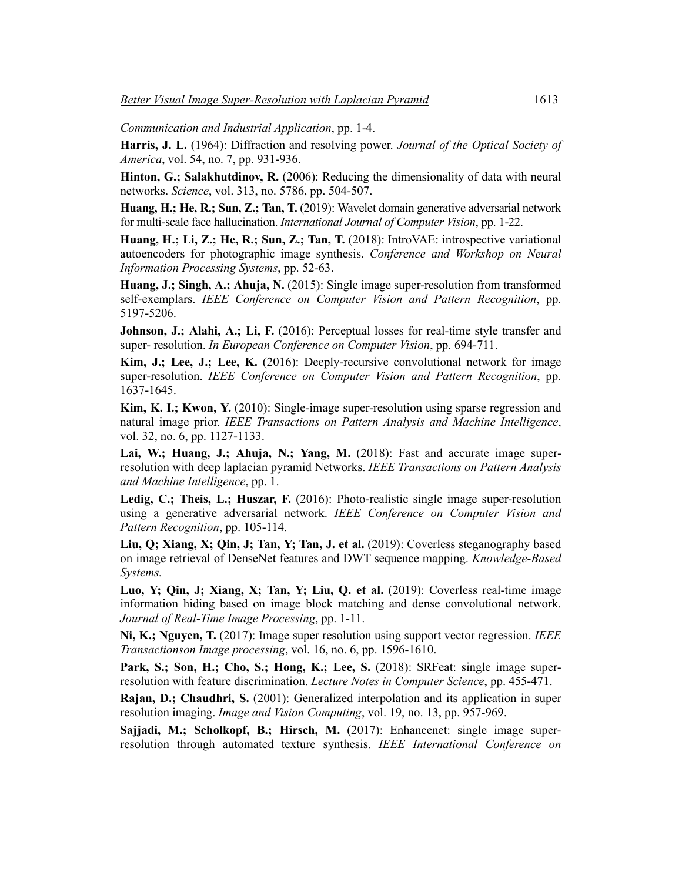*Communication and Industrial Application*, pp. 1-4.

**Harris, J. L.** (1964): Diffraction and resolving power. *Journal of the Optical Society of America*, vol. 54, no. 7, pp. 931-936.

**Hinton, G.; Salakhutdinov, R.** (2006): Reducing the dimensionality of data with neural networks. *Science*, vol. 313, no. 5786, pp. 504-507.

**Huang, H.; He, R.; Sun, Z.; Tan, T.** (2019): Wavelet domain generative adversarial network for multi-scale face hallucination. *International Journal of Computer Vision*, pp. 1-22.

**Huang, H.; Li, Z.; He, R.; Sun, Z.; Tan, T.** (2018): IntroVAE: introspective variational autoencoders for photographic image synthesis. *Conference and Workshop on Neural Information Processing Systems*, pp. 52-63.

**Huang, J.; Singh, A.; Ahuja, N.** (2015): Single image super-resolution from transformed self-exemplars. *IEEE Conference on Computer Vision and Pattern Recognition*, pp. 5197-5206.

**Johnson, J.; Alahi, A.; Li, F.** (2016): Perceptual losses for real-time style transfer and super- resolution. *In European Conference on Computer Vision*, pp. 694-711.

**Kim, J.; Lee, J.; Lee, K.** (2016): Deeply-recursive convolutional network for image super-resolution. *IEEE Conference on Computer Vision and Pattern Recognition*, pp. 1637-1645.

**Kim, K. I.; Kwon, Y.** (2010): Single-image super-resolution using sparse regression and natural image prior. *IEEE Transactions on Pattern Analysis and Machine Intelligence*, vol. 32, no. 6, pp. 1127-1133.

**Lai, W.; Huang, J.; Ahuja, N.; Yang, M.** (2018): Fast and accurate image super-resolution with deep laplacian pyramid Networks. *IEEE Transactions on Pattern Analysis and Machine Intelligence*, pp. 1.

**Ledig, C.; Theis, L.; Huszar, F.** (2016): Photo-realistic single image super-resolution using a generative adversarial network. *IEEE Conference on Computer Vision and Pattern Recognition*, pp. 105-114.

**Liu, Q; Xiang, X; Qin, J; Tan, Y; Tan, J. et al.** (2019): Coverless steganography based on image retrieval of DenseNet features and DWT sequence mapping. *Knowledge-Based Systems.*

**Luo, Y; Qin, J; Xiang, X; Tan, Y; Liu, Q. et al.** (2019): Coverless real-time image information hiding based on image block matching and dense convolutional network. *Journal of Real-Time Image Processing*, pp. 1-11.

**Ni, K.; Nguyen, T.** (2017): Image super resolution using support vector regression. *IEEE Transactionson Image processing*, vol. 16, no. 6, pp. 1596-1610.

**Park, S.; Son, H.; Cho, S.; Hong, K.; Lee, S.** (2018): SRFeat: single image super-resolution with feature discrimination. *Lecture Notes in Computer Science*, pp. 455-471.

**Rajan, D.; Chaudhri, S.** (2001): Generalized interpolation and its application in super resolution imaging. *Image and Vision Computing*, vol. 19, no. 13, pp. 957-969.

**Sajjadi, M.; Scholkopf, B.; Hirsch, M.** (2017): Enhancenet: single image super-resolution through automated texture synthesis. *IEEE International Conference on*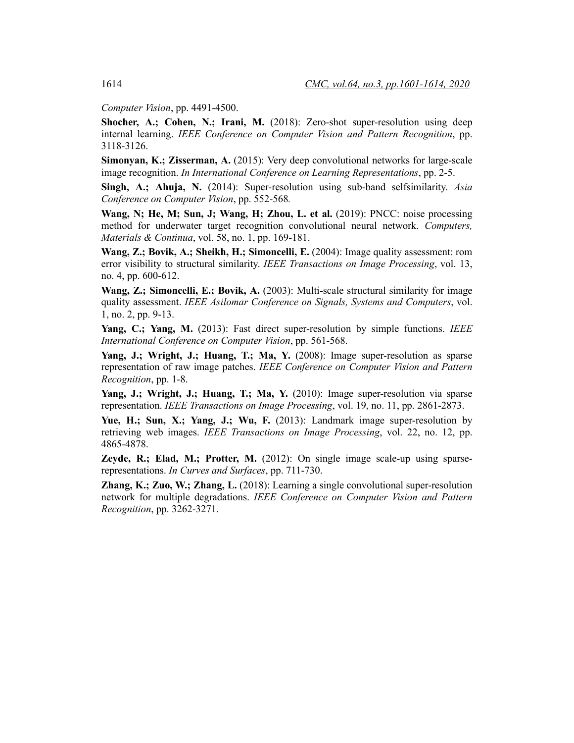*Computer Vision*, pp. 4491-4500.

**Shocher, A.; Cohen, N.; Irani, M.** (2018): Zero-shot super-resolution using deep internal learning. *IEEE Conference on Computer Vision and Pattern Recognition*, pp. 3118-3126.

**Simonyan, K.; Zisserman, A.** (2015): Very deep convolutional networks for large-scale image recognition. *In International Conference on Learning Representations*, pp. 2-5.

**Singh, A.; Ahuja, N.** (2014): Super-resolution using sub-band selfsimilarity. *Asia Conference on Computer Vision*, pp. 552-568*.*

**Wang, N; He, M; Sun, J; Wang, H; Zhou, L. et al.** (2019): PNCC: noise processing method for underwater target recognition convolutional neural network. *Computers, Materials & Continua*, vol. 58, no. 1, pp. 169-181.

**Wang, Z.; Bovik, A.; Sheikh, H.; Simoncelli, E.** (2004): Image quality assessment: rom error visibility to structural similarity. *IEEE Transactions on Image Processing*, vol. 13, no. 4, pp. 600-612.

**Wang, Z.; Simoncelli, E.; Bovik, A.** (2003): Multi-scale structural similarity for image quality assessment. *IEEE Asilomar Conference on Signals, Systems and Computers*, vol. 1, no. 2, pp. 9-13.

**Yang, C.; Yang, M.** (2013): Fast direct super-resolution by simple functions. *IEEE International Conference on Computer Vision*, pp. 561-568.

**Yang, J.; Wright, J.; Huang, T.; Ma, Y.** (2008): Image super-resolution as sparse representation of raw image patches. *IEEE Conference on Computer Vision and Pattern Recognition*, pp. 1-8.

**Yang, J.; Wright, J.; Huang, T.; Ma, Y.** (2010): Image super-resolution via sparse representation. *IEEE Transactions on Image Processing*, vol. 19, no. 11, pp. 2861-2873.

**Yue, H.; Sun, X.; Yang, J.; Wu, F.** (2013): Landmark image super-resolution by retrieving web images. *IEEE Transactions on Image Processing*, vol. 22, no. 12, pp. 4865-4878.

**Zeyde, R.; Elad, M.; Protter, M.** (2012): On single image scale-up using sparse-representations. *In Curves and Surfaces*, pp. 711-730.

**Zhang, K.; Zuo, W.; Zhang, L.** (2018): Learning a single convolutional super-resolution network for multiple degradations. *IEEE Conference on Computer Vision and Pattern Recognition*, pp. 3262-3271.